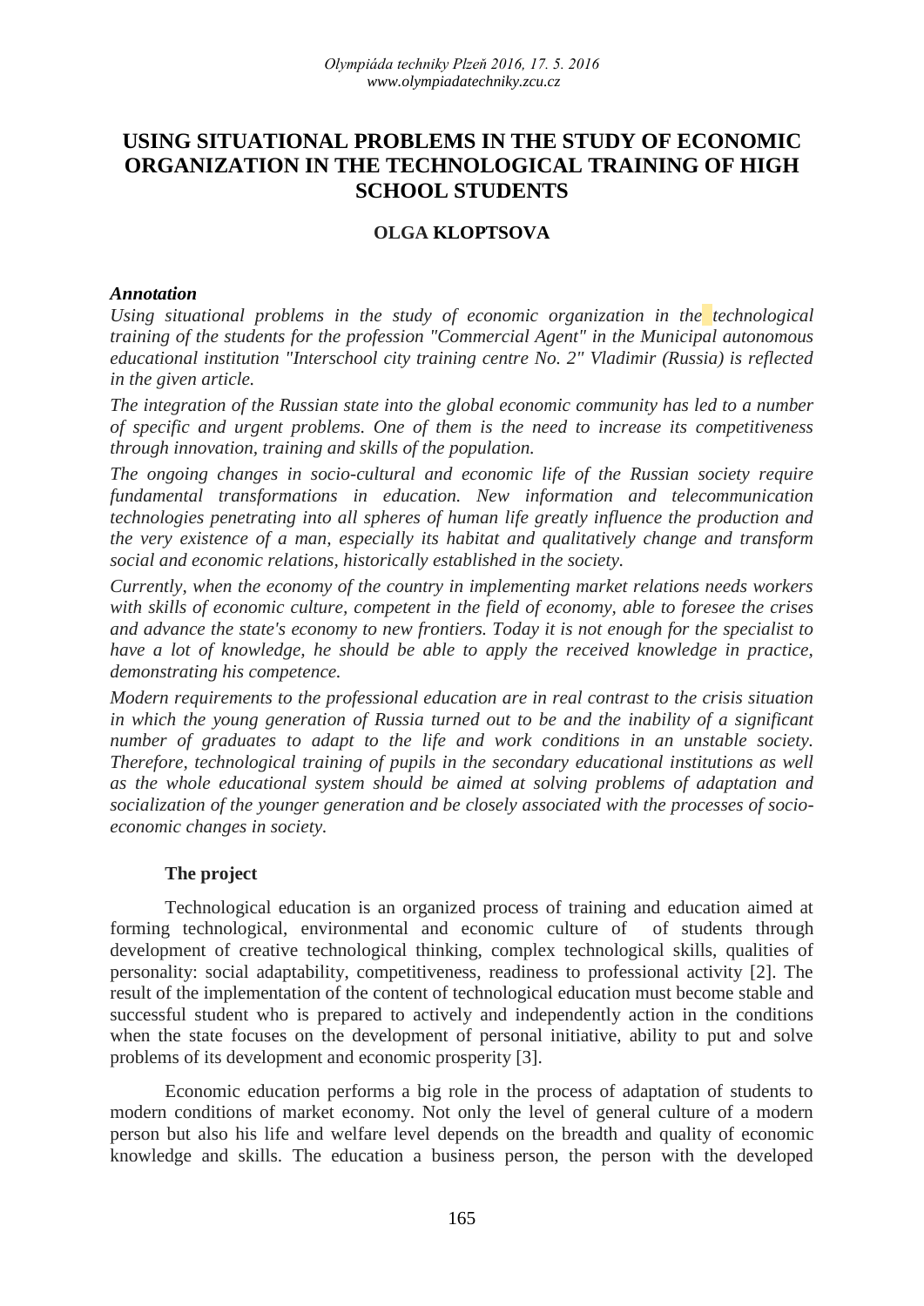# USING SITUATIONAL PROBLEMS IN THE STUDY OF ECONOMIC ORGANIZATION IN THE TECHNOLOGICAL TRAINING OF HIGH SCHOOL STUDENTS

**OLGA KLOPTSOVA**

***Annotation***

*Using situational problems in the study of economic organization in the technological training of the students for the profession "Commercial Agent" in the Municipal autonomous educational institution "Interschool city training centre No. 2" Vladimir (Russia) is reflected in the given article.*

*The integration of the Russian state into the global economic community has led to a number of specific and urgent problems. One of them is the need to increase its competitiveness through innovation, training and skills of the population.*

*The ongoing changes in socio-cultural and economic life of the Russian society require fundamental transformations in education. New information and telecommunication technologies penetrating into all spheres of human life greatly influence the production and the very existence of a man, especially its habitat and qualitatively change and transform social and economic relations, historically established in the society.*

*Currently, when the economy of the country in implementing market relations needs workers with skills of economic culture, competent in the field of economy, able to foresee the crises and advance the state's economy to new frontiers. Today it is not enough for the specialist to have a lot of knowledge, he should be able to apply the received knowledge in practice, demonstrating his competence.*

*Modern requirements to the professional education are in real contrast to the crisis situation in which the young generation of Russia turned out to be and the inability of a significant number of graduates to adapt to the life and work conditions in an unstable society. Therefore, technological training of pupils in the secondary educational institutions as well as the whole educational system should be aimed at solving problems of adaptation and socialization of the younger generation and be closely associated with the processes of socio-economic changes in society.*

**The project**

Technological education is an organized process of training and education aimed at forming technological, environmental and economic culture of of students through development of creative technological thinking, complex technological skills, qualities of personality: social adaptability, competitiveness, readiness to professional activity [2]. The result of the implementation of the content of technological education must become stable and successful student who is prepared to actively and independently action in the conditions when the state focuses on the development of personal initiative, ability to put and solve problems of its development and economic prosperity [3].

Economic education performs a big role in the process of adaptation of students to modern conditions of market economy. Not only the level of general culture of a modern person but also his life and welfare level depends on the breadth and quality of economic knowledge and skills. The education a business person, the person with the developed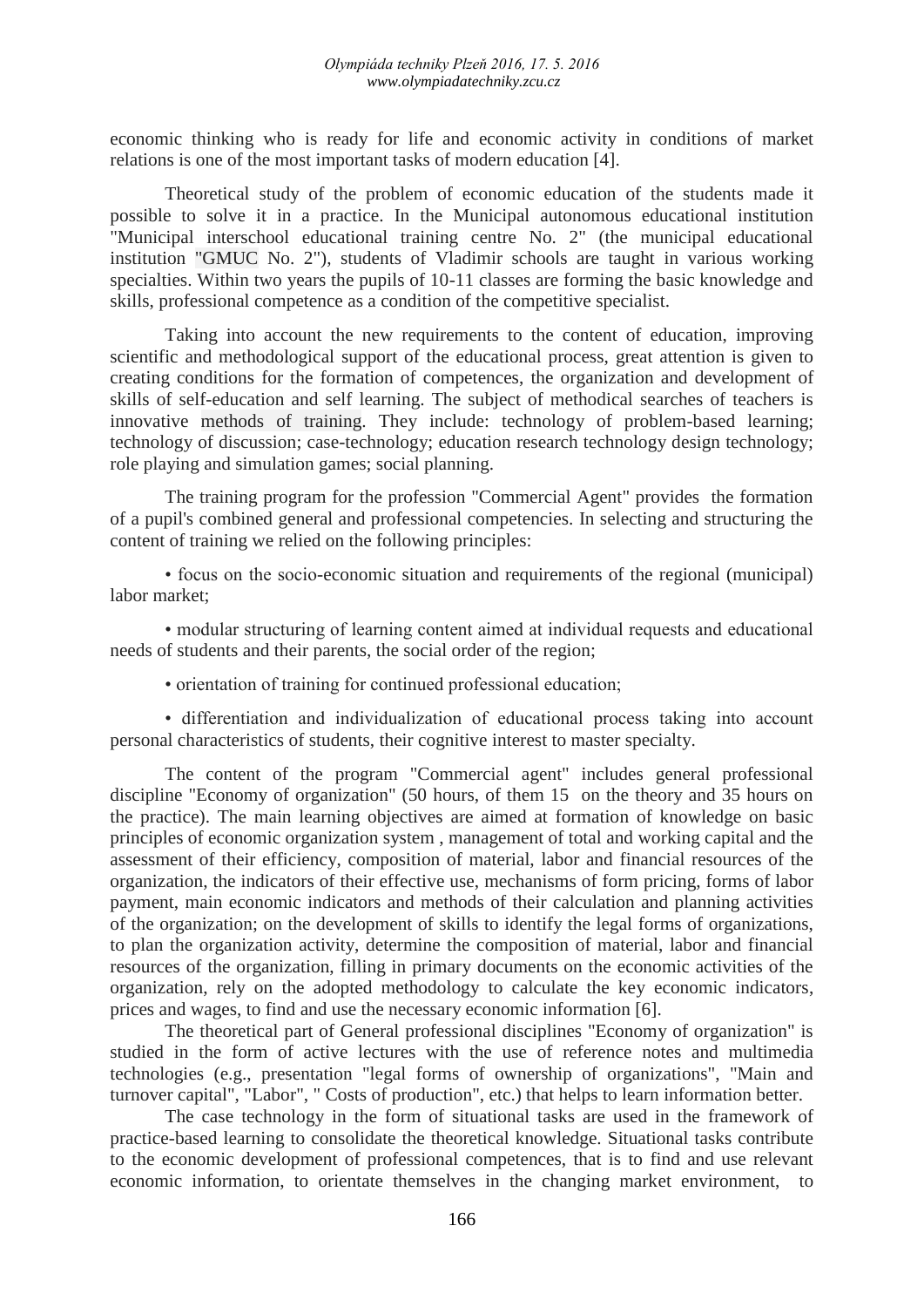economic thinking who is ready for life and economic activity in conditions of market relations is one of the most important tasks of modern education [4].

Theoretical study of the problem of economic education of the students made it possible to solve it in a practice. In the Municipal autonomous educational institution "Municipal interschool educational training centre No. 2" (the municipal educational institution "GMUC No. 2"), students of Vladimir schools are taught in various working specialties. Within two years the pupils of 10-11 classes are forming the basic knowledge and skills, professional competence as a condition of the competitive specialist.

Taking into account the new requirements to the content of education, improving scientific and methodological support of the educational process, great attention is given to creating conditions for the formation of competences, the organization and development of skills of self-education and self learning. The subject of methodical searches of teachers is innovative methods of training. They include: technology of problem-based learning; technology of discussion; case-technology; education research technology design technology; role playing and simulation games; social planning.

The training program for the profession "Commercial Agent" provides the formation of a pupil's combined general and professional competencies. In selecting and structuring the content of training we relied on the following principles:

• focus on the socio-economic situation and requirements of the regional (municipal) labor market;

• modular structuring of learning content aimed at individual requests and educational needs of students and their parents, the social order of the region;

• orientation of training for continued professional education;

• differentiation and individualization of educational process taking into account personal characteristics of students, their cognitive interest to master specialty.

The content of the program "Commercial agent" includes general professional discipline "Economy of organization" (50 hours, of them 15 on the theory and 35 hours on the practice). The main learning objectives are aimed at formation of knowledge on basic principles of economic organization system , management of total and working capital and the assessment of their efficiency, composition of material, labor and financial resources of the organization, the indicators of their effective use, mechanisms of form pricing, forms of labor payment, main economic indicators and methods of their calculation and planning activities of the organization; on the development of skills to identify the legal forms of organizations, to plan the organization activity, determine the composition of material, labor and financial resources of the organization, filling in primary documents on the economic activities of the organization, rely on the adopted methodology to calculate the key economic indicators, prices and wages, to find and use the necessary economic information [6].

The theoretical part of General professional disciplines "Economy of organization" is studied in the form of active lectures with the use of reference notes and multimedia technologies (e.g., presentation "legal forms of ownership of organizations", "Main and turnover capital", "Labor", " Costs of production", etc.) that helps to learn information better.

The case technology in the form of situational tasks are used in the framework of practice-based learning to consolidate the theoretical knowledge. Situational tasks contribute to the economic development of professional competences, that is to find and use relevant economic information, to orientate themselves in the changing market environment, to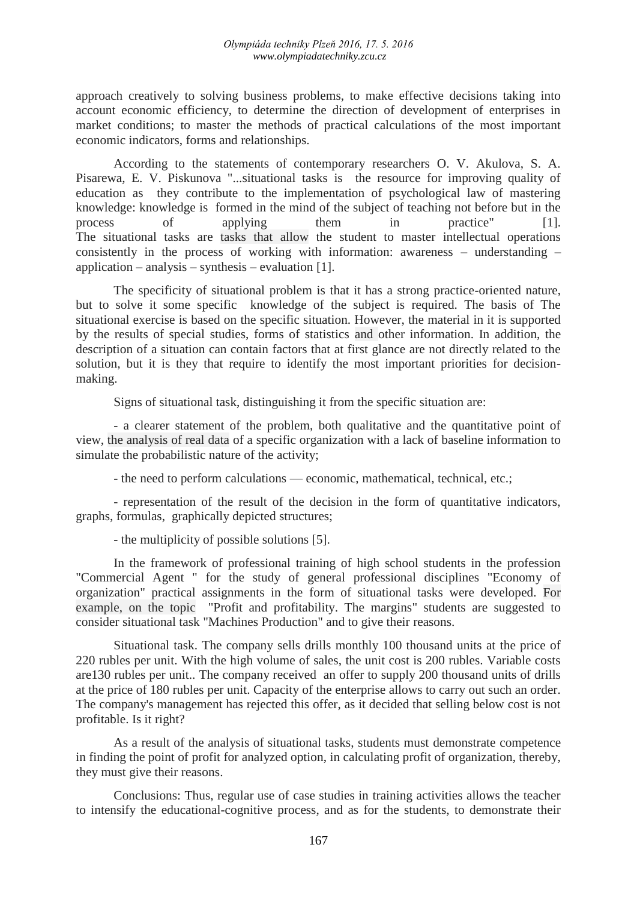approach creatively to solving business problems, to make effective decisions taking into account economic efficiency, to determine the direction of development of enterprises in market conditions; to master the methods of practical calculations of the most important economic indicators, forms and relationships.

According to the statements of contemporary researchers O. V. Akulova, S. A. Pisarewa, E. V. Piskunova "...situational tasks is the resource for improving quality of education as they contribute to the implementation of psychological law of mastering knowledge: knowledge is formed in the mind of the subject of teaching not before but in the process of applying them in practice" [1]. The situational tasks are tasks that allow the student to master intellectual operations consistently in the process of working with information: awareness – understanding – application – analysis – synthesis – evaluation [1].

The specificity of situational problem is that it has a strong practice-oriented nature, but to solve it some specific knowledge of the subject is required. The basis of The situational exercise is based on the specific situation. However, the material in it is supported by the results of special studies, forms of statistics and other information. In addition, the description of a situation can contain factors that at first glance are not directly related to the solution, but it is they that require to identify the most important priorities for decision-making.

Signs of situational task, distinguishing it from the specific situation are:

- a clearer statement of the problem, both qualitative and the quantitative point of view, the analysis of real data of a specific organization with a lack of baseline information to simulate the probabilistic nature of the activity;

- the need to perform calculations — economic, mathematical, technical, etc.;

- representation of the result of the decision in the form of quantitative indicators, graphs, formulas, graphically depicted structures;

- the multiplicity of possible solutions [5].

In the framework of professional training of high school students in the profession "Commercial Agent " for the study of general professional disciplines "Economy of organization" practical assignments in the form of situational tasks were developed. For example, on the topic "Profit and profitability. The margins" students are suggested to consider situational task "Machines Production" and to give their reasons.

Situational task. The company sells drills monthly 100 thousand units at the price of 220 rubles per unit. With the high volume of sales, the unit cost is 200 rubles. Variable costs are130 rubles per unit.. The company received an offer to supply 200 thousand units of drills at the price of 180 rubles per unit. Capacity of the enterprise allows to carry out such an order. The company's management has rejected this offer, as it decided that selling below cost is not profitable. Is it right?

As a result of the analysis of situational tasks, students must demonstrate competence in finding the point of profit for analyzed option, in calculating profit of organization, thereby, they must give their reasons.

Conclusions: Thus, regular use of case studies in training activities allows the teacher to intensify the educational-cognitive process, and as for the students, to demonstrate their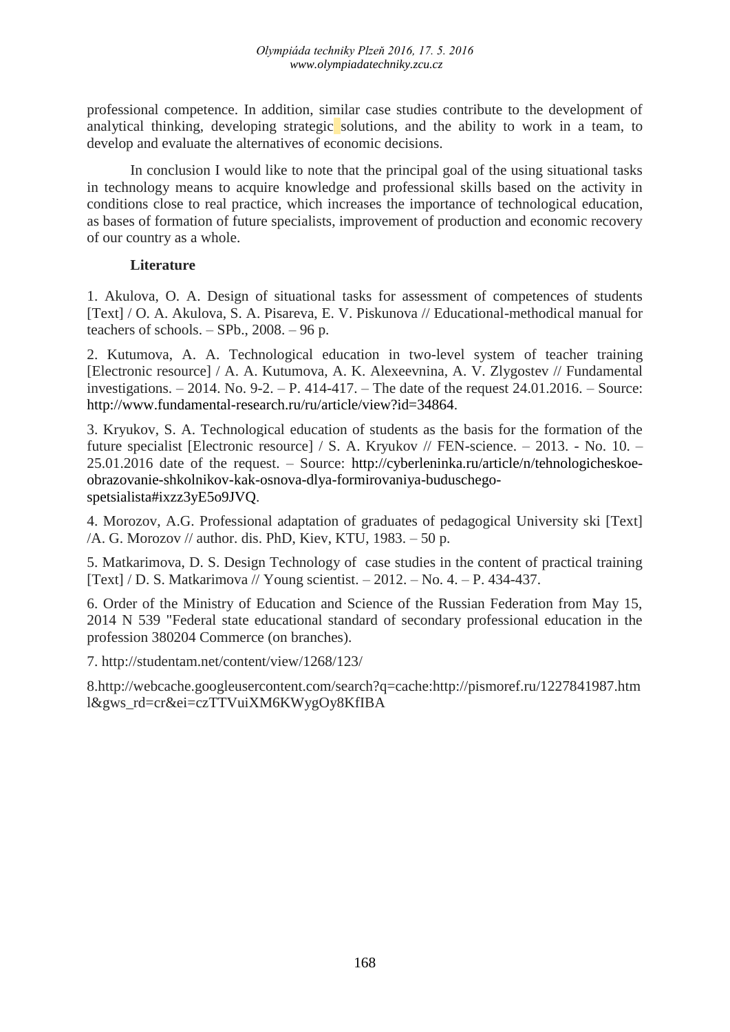professional competence. In addition, similar case studies contribute to the development of analytical thinking, developing strategic solutions, and the ability to work in a team, to develop and evaluate the alternatives of economic decisions.

In conclusion I would like to note that the principal goal of the using situational tasks in technology means to acquire knowledge and professional skills based on the activity in conditions close to real practice, which increases the importance of technological education, as bases of formation of future specialists, improvement of production and economic recovery of our country as a whole.

**Literature**

1. Akulova, O. A. Design of situational tasks for assessment of competences of students [Text] / O. A. Akulova, S. A. Pisareva, E. V. Piskunova // Educational-methodical manual for teachers of schools. – SPb., 2008. – 96 p.

2. Kutumova, A. A. Technological education in two-level system of teacher training [Electronic resource] / A. A. Kutumova, A. K. Alexeevnina, A. V. Zlygostev // Fundamental investigations. – 2014. No. 9-2. – P. 414-417. – The date of the request 24.01.2016. – Source: http://www.fundamental-research.ru/ru/article/view?id=34864.

3. Kryukov, S. A. Technological education of students as the basis for the formation of the future specialist [Electronic resource] / S. A. Kryukov // FEN-science. – 2013. - No. 10. – 25.01.2016 date of the request. – Source: http://cyberleninka.ru/article/n/tehnologicheskoe-obrazovanie-shkolnikov-kak-osnova-dlya-formirovaniya-buduschego-spetsialista#ixzz3yE5o9JVQ.

4. Morozov, A.G. Professional adaptation of graduates of pedagogical University ski [Text] /A. G. Morozov // author. dis. PhD, Kiev, KTU, 1983. – 50 p.

5. Matkarimova, D. S. Design Technology of case studies in the content of practical training [Text] / D. S. Matkarimova // Young scientist. – 2012. – No. 4. – P. 434-437.

6. Order of the Ministry of Education and Science of the Russian Federation from May 15, 2014 N 539 "Federal state educational standard of secondary professional education in the profession 380204 Commerce (on branches).

7. http://studentam.net/content/view/1268/123/

8.http://webcache.googleusercontent.com/search?q=cache:http://pismoref.ru/1227841987.html&gws_rd=cr&ei=czTTVuiXM6KWygOy8KfIBA